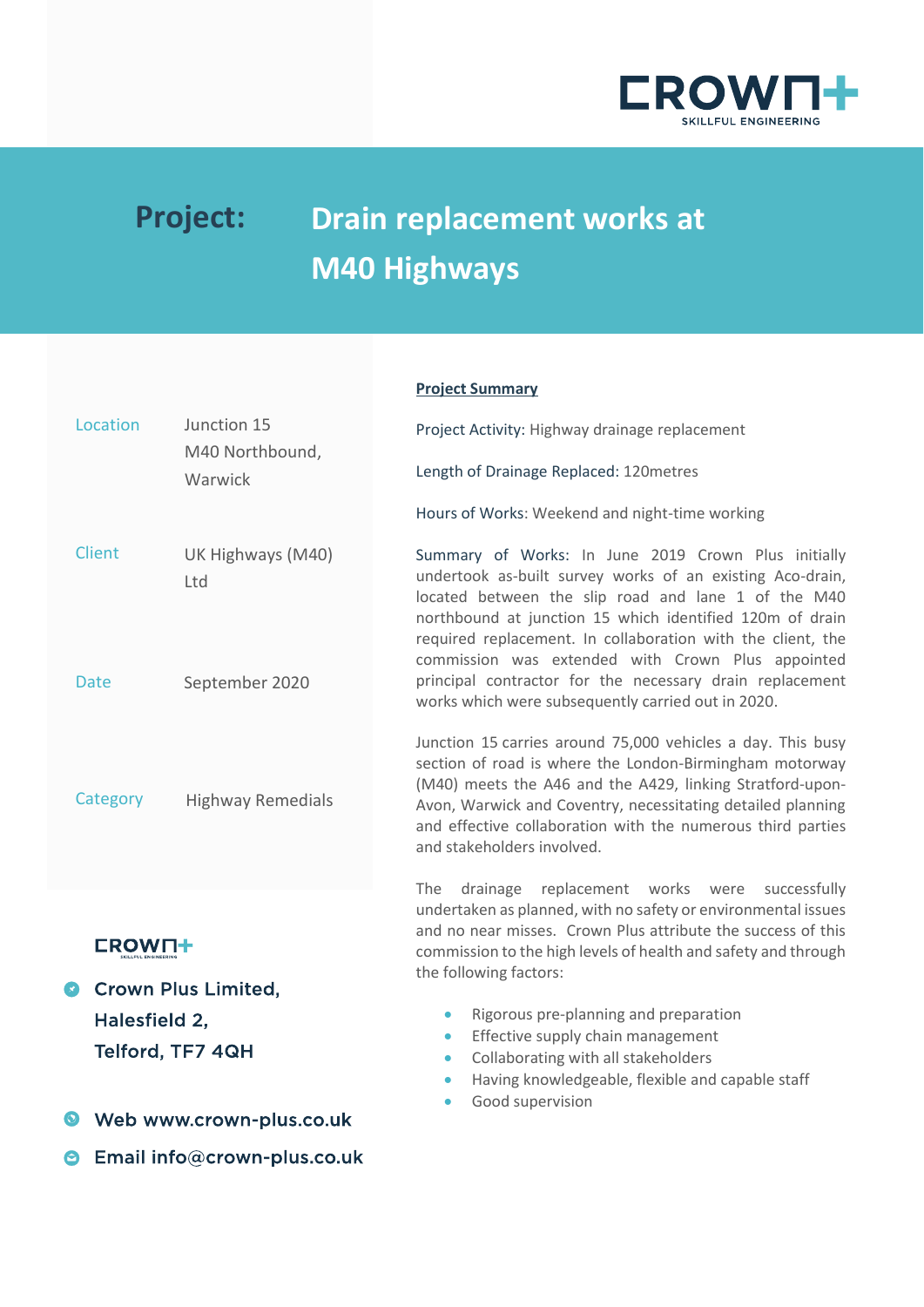CROWN+
SKILLFUL ENGINEERING

# Project: Drain replacement works at M40 Highways

| | |
|---|---|
| Location | Junction 15 M40 Northbound, Warwick |
| Client | UK Highways (M40) Ltd |
| Date | September 2020 |
| Category | Highway Remedials |

CROWN+

Crown Plus Limited,
Halesfield 2,
Telford, TF7 4QH

Web www.crown-plus.co.uk

Email info@crown-plus.co.uk

## Project Summary

Project Activity: Highway drainage replacement

Length of Drainage Replaced: 120metres

Hours of Works: Weekend and night-time working

Summary of Works: In June 2019 Crown Plus initially undertook as-built survey works of an existing Aco-drain, located between the slip road and lane 1 of the M40 northbound at junction 15 which identified 120m of drain required replacement. In collaboration with the client, the commission was extended with Crown Plus appointed principal contractor for the necessary drain replacement works which were subsequently carried out in 2020.

Junction 15 carries around 75,000 vehicles a day. This busy section of road is where the London-Birmingham motorway (M40) meets the A46 and the A429, linking Stratford-upon-Avon, Warwick and Coventry, necessitating detailed planning and effective collaboration with the numerous third parties and stakeholders involved.

The drainage replacement works were successfully undertaken as planned, with no safety or environmental issues and no near misses. Crown Plus attribute the success of this commission to the high levels of health and safety and through the following factors:

- Rigorous pre-planning and preparation
- Effective supply chain management
- Collaborating with all stakeholders
- Having knowledgeable, flexible and capable staff
- Good supervision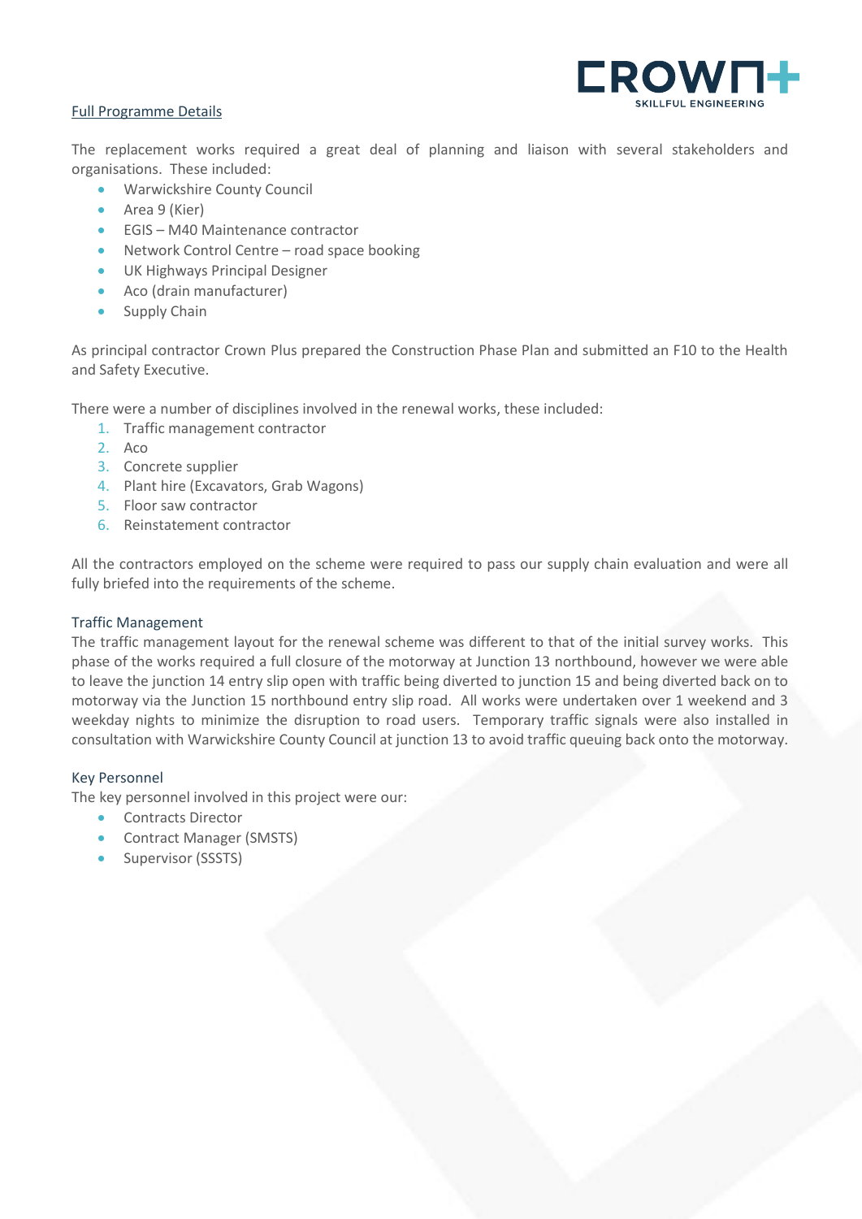## Full Programme Details

The replacement works required a great deal of planning and liaison with several stakeholders and organisations. These included:

- Warwickshire County Council
- Area 9 (Kier)
- EGIS – M40 Maintenance contractor
- Network Control Centre – road space booking
- UK Highways Principal Designer
- Aco (drain manufacturer)
- Supply Chain

As principal contractor Crown Plus prepared the Construction Phase Plan and submitted an F10 to the Health and Safety Executive.

There were a number of disciplines involved in the renewal works, these included:

1. Traffic management contractor
2. Aco
3. Concrete supplier
4. Plant hire (Excavators, Grab Wagons)
5. Floor saw contractor
6. Reinstatement contractor

All the contractors employed on the scheme were required to pass our supply chain evaluation and were all fully briefed into the requirements of the scheme.

### Traffic Management

The traffic management layout for the renewal scheme was different to that of the initial survey works. This phase of the works required a full closure of the motorway at Junction 13 northbound, however we were able to leave the junction 14 entry slip open with traffic being diverted to junction 15 and being diverted back on to motorway via the Junction 15 northbound entry slip road. All works were undertaken over 1 weekend and 3 weekday nights to minimize the disruption to road users. Temporary traffic signals were also installed in consultation with Warwickshire County Council at junction 13 to avoid traffic queuing back onto the motorway.

### Key Personnel

The key personnel involved in this project were our:

- Contracts Director
- Contract Manager (SMSTS)
- Supervisor (SSSTS)